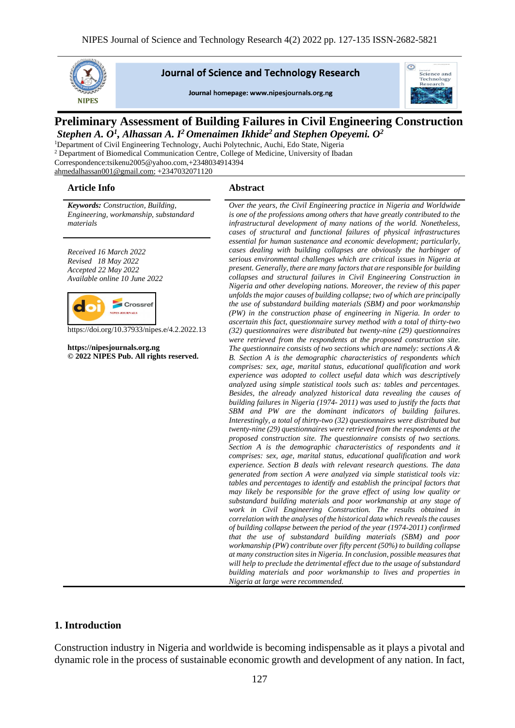# Preliminary Assessment of Building Failures in Civil Engineering Construction

***Stephen A. O[1], Alhassan A. I[2] Omenaimen Ikhide[2] and Stephen Opeyemi. O[2]***

[1]Department of Civil Engineering Technology, Auchi Polytechnic, Auchi, Edo State, Nigeria
[2] Department of Biomedical Communication Centre, College of Medicine, University of Ibadan
Correspondence:tsikenu2005@yahoo.com,+2348034914394
ahmedalhassan001@gmail.com; +2347032071120

## Article Info

***Keywords:*** *Construction, Building, Engineering, workmanship, substandard materials*

*Received 16 March 2022*
*Revised 18 May 2022*
*Accepted 22 May 2022*
*Available online 10 June 2022*

https://doi.org/10.37933/nipes.e/4.2.2022.13

**https://nipesjournals.org.ng**
**© 2022 NIPES Pub. All rights reserved.**

## Abstract

*Over the years, the Civil Engineering practice in Nigeria and Worldwide is one of the professions among others that have greatly contributed to the infrastructural development of many nations of the world. Nonetheless, cases of structural and functional failures of physical infrastructures essential for human sustenance and economic development; particularly, cases dealing with building collapses are obviously the harbinger of serious environmental challenges which are critical issues in Nigeria at present. Generally, there are many factors that are responsible for building collapses and structural failures in Civil Engineering Construction in Nigeria and other developing nations. Moreover, the review of this paper unfolds the major causes of building collapse; two of which are principally the use of substandard building materials (SBM) and poor workmanship (PW) in the construction phase of engineering in Nigeria. In order to ascertain this fact, questionnaire survey method with a total of thirty-two (32) questionnaires were distributed but twenty-nine (29) questionnaires were retrieved from the respondents at the proposed construction site. The questionnaire consists of two sections which are namely: sections A & B. Section A is the demographic characteristics of respondents which comprises: sex, age, marital status, educational qualification and work experience was adopted to collect useful data which was descriptively analyzed using simple statistical tools such as: tables and percentages. Besides, the already analyzed historical data revealing the causes of building failures in Nigeria (1974- 2011) was used to justify the facts that SBM and PW are the dominant indicators of building failures. Interestingly, a total of thirty-two (32) questionnaires were distributed but twenty-nine (29) questionnaires were retrieved from the respondents at the proposed construction site. The questionnaire consists of two sections. Section A is the demographic characteristics of respondents and it comprises: sex, age, marital status, educational qualification and work experience. Section B deals with relevant research questions. The data generated from section A were analyzed via simple statistical tools viz: tables and percentages to identify and establish the principal factors that may likely be responsible for the grave effect of using low quality or substandard building materials and poor workmanship at any stage of work in Civil Engineering Construction. The results obtained in correlation with the analyses of the historical data which reveals the causes of building collapse between the period of the year (1974-2011) confirmed that the use of substandard building materials (SBM) and poor workmanship (PW) contribute over fifty percent (50%) to building collapse at many construction sites in Nigeria. In conclusion, possible measures that will help to preclude the detrimental effect due to the usage of substandard building materials and poor workmanship to lives and properties in Nigeria at large were recommended.*

## 1. Introduction

Construction industry in Nigeria and worldwide is becoming indispensable as it plays a pivotal and dynamic role in the process of sustainable economic growth and development of any nation. In fact,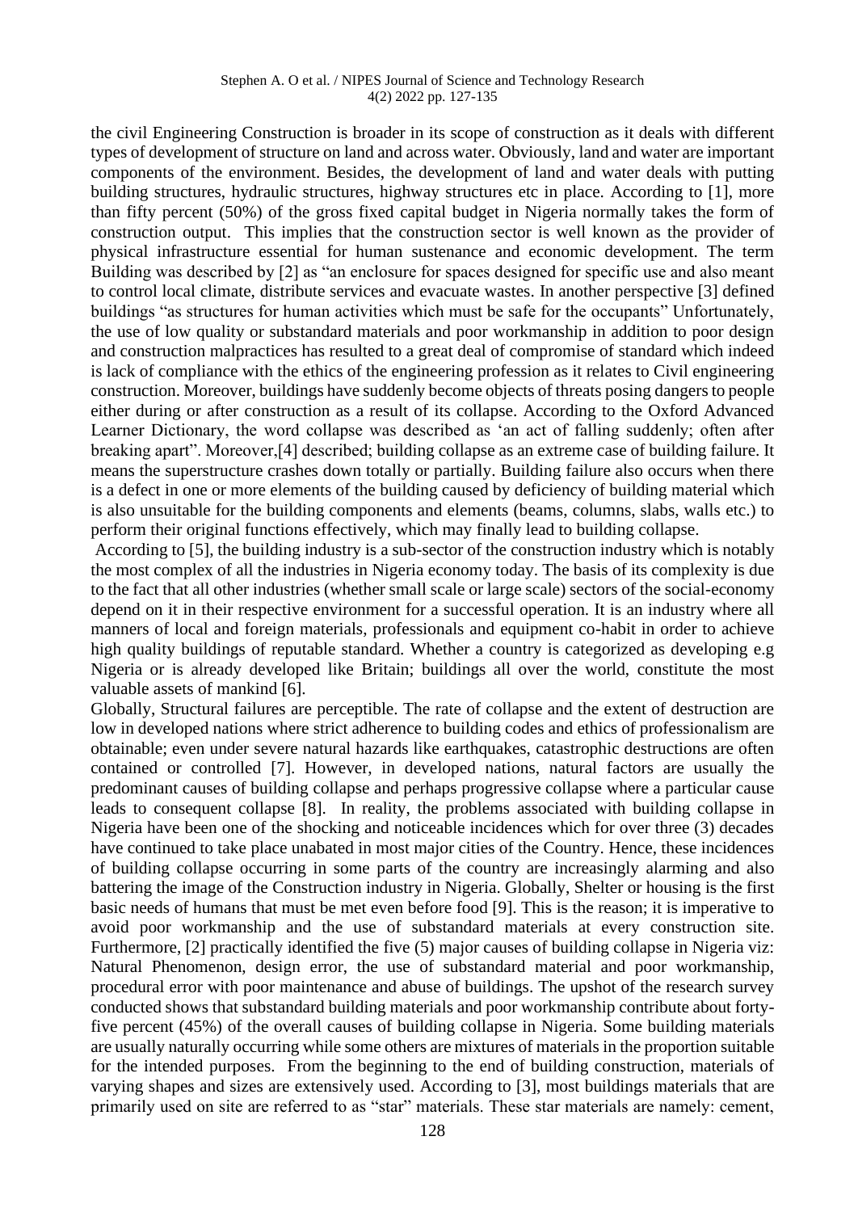the civil Engineering Construction is broader in its scope of construction as it deals with different types of development of structure on land and across water. Obviously, land and water are important components of the environment. Besides, the development of land and water deals with putting building structures, hydraulic structures, highway structures etc in place. According to [1], more than fifty percent (50%) of the gross fixed capital budget in Nigeria normally takes the form of construction output. This implies that the construction sector is well known as the provider of physical infrastructure essential for human sustenance and economic development. The term Building was described by [2] as "an enclosure for spaces designed for specific use and also meant to control local climate, distribute services and evacuate wastes. In another perspective [3] defined buildings "as structures for human activities which must be safe for the occupants" Unfortunately, the use of low quality or substandard materials and poor workmanship in addition to poor design and construction malpractices has resulted to a great deal of compromise of standard which indeed is lack of compliance with the ethics of the engineering profession as it relates to Civil engineering construction. Moreover, buildings have suddenly become objects of threats posing dangers to people either during or after construction as a result of its collapse. According to the Oxford Advanced Learner Dictionary, the word collapse was described as 'an act of falling suddenly; often after breaking apart". Moreover,[4] described; building collapse as an extreme case of building failure. It means the superstructure crashes down totally or partially. Building failure also occurs when there is a defect in one or more elements of the building caused by deficiency of building material which is also unsuitable for the building components and elements (beams, columns, slabs, walls etc.) to perform their original functions effectively, which may finally lead to building collapse.

According to [5], the building industry is a sub-sector of the construction industry which is notably the most complex of all the industries in Nigeria economy today. The basis of its complexity is due to the fact that all other industries (whether small scale or large scale) sectors of the social-economy depend on it in their respective environment for a successful operation. It is an industry where all manners of local and foreign materials, professionals and equipment co-habit in order to achieve high quality buildings of reputable standard. Whether a country is categorized as developing e.g Nigeria or is already developed like Britain; buildings all over the world, constitute the most valuable assets of mankind [6].

Globally, Structural failures are perceptible. The rate of collapse and the extent of destruction are low in developed nations where strict adherence to building codes and ethics of professionalism are obtainable; even under severe natural hazards like earthquakes, catastrophic destructions are often contained or controlled [7]. However, in developed nations, natural factors are usually the predominant causes of building collapse and perhaps progressive collapse where a particular cause leads to consequent collapse [8]. In reality, the problems associated with building collapse in Nigeria have been one of the shocking and noticeable incidences which for over three (3) decades have continued to take place unabated in most major cities of the Country. Hence, these incidences of building collapse occurring in some parts of the country are increasingly alarming and also battering the image of the Construction industry in Nigeria. Globally, Shelter or housing is the first basic needs of humans that must be met even before food [9]. This is the reason; it is imperative to avoid poor workmanship and the use of substandard materials at every construction site. Furthermore, [2] practically identified the five (5) major causes of building collapse in Nigeria viz: Natural Phenomenon, design error, the use of substandard material and poor workmanship, procedural error with poor maintenance and abuse of buildings. The upshot of the research survey conducted shows that substandard building materials and poor workmanship contribute about forty-five percent (45%) of the overall causes of building collapse in Nigeria. Some building materials are usually naturally occurring while some others are mixtures of materials in the proportion suitable for the intended purposes. From the beginning to the end of building construction, materials of varying shapes and sizes are extensively used. According to [3], most buildings materials that are primarily used on site are referred to as "star" materials. These star materials are namely: cement,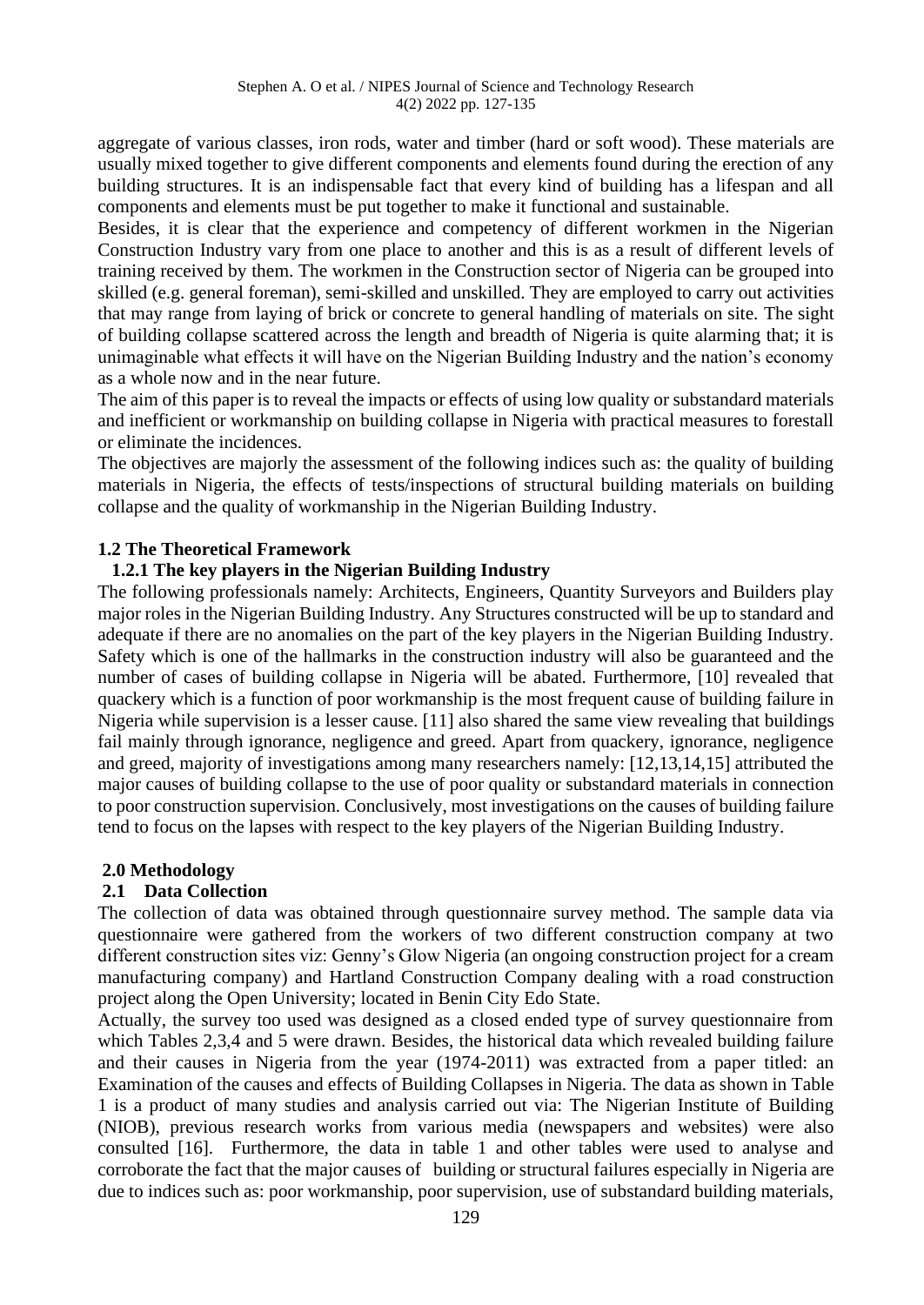aggregate of various classes, iron rods, water and timber (hard or soft wood). These materials are usually mixed together to give different components and elements found during the erection of any building structures. It is an indispensable fact that every kind of building has a lifespan and all components and elements must be put together to make it functional and sustainable.

Besides, it is clear that the experience and competency of different workmen in the Nigerian Construction Industry vary from one place to another and this is as a result of different levels of training received by them. The workmen in the Construction sector of Nigeria can be grouped into skilled (e.g. general foreman), semi-skilled and unskilled. They are employed to carry out activities that may range from laying of brick or concrete to general handling of materials on site. The sight of building collapse scattered across the length and breadth of Nigeria is quite alarming that; it is unimaginable what effects it will have on the Nigerian Building Industry and the nation's economy as a whole now and in the near future.

The aim of this paper is to reveal the impacts or effects of using low quality or substandard materials and inefficient or workmanship on building collapse in Nigeria with practical measures to forestall or eliminate the incidences.

The objectives are majorly the assessment of the following indices such as: the quality of building materials in Nigeria, the effects of tests/inspections of structural building materials on building collapse and the quality of workmanship in the Nigerian Building Industry.

### 1.2 The Theoretical Framework

#### 1.2.1 The key players in the Nigerian Building Industry

The following professionals namely: Architects, Engineers, Quantity Surveyors and Builders play major roles in the Nigerian Building Industry. Any Structures constructed will be up to standard and adequate if there are no anomalies on the part of the key players in the Nigerian Building Industry. Safety which is one of the hallmarks in the construction industry will also be guaranteed and the number of cases of building collapse in Nigeria will be abated. Furthermore, [10] revealed that quackery which is a function of poor workmanship is the most frequent cause of building failure in Nigeria while supervision is a lesser cause. [11] also shared the same view revealing that buildings fail mainly through ignorance, negligence and greed. Apart from quackery, ignorance, negligence and greed, majority of investigations among many researchers namely: [12,13,14,15] attributed the major causes of building collapse to the use of poor quality or substandard materials in connection to poor construction supervision. Conclusively, most investigations on the causes of building failure tend to focus on the lapses with respect to the key players of the Nigerian Building Industry.

## 2.0 Methodology

### 2.1 Data Collection

The collection of data was obtained through questionnaire survey method. The sample data via questionnaire were gathered from the workers of two different construction company at two different construction sites viz: Genny's Glow Nigeria (an ongoing construction project for a cream manufacturing company) and Hartland Construction Company dealing with a road construction project along the Open University; located in Benin City Edo State.

Actually, the survey too used was designed as a closed ended type of survey questionnaire from which Tables 2,3,4 and 5 were drawn. Besides, the historical data which revealed building failure and their causes in Nigeria from the year (1974-2011) was extracted from a paper titled: an Examination of the causes and effects of Building Collapses in Nigeria. The data as shown in Table 1 is a product of many studies and analysis carried out via: The Nigerian Institute of Building (NIOB), previous research works from various media (newspapers and websites) were also consulted [16]. Furthermore, the data in table 1 and other tables were used to analyse and corroborate the fact that the major causes of building or structural failures especially in Nigeria are due to indices such as: poor workmanship, poor supervision, use of substandard building materials,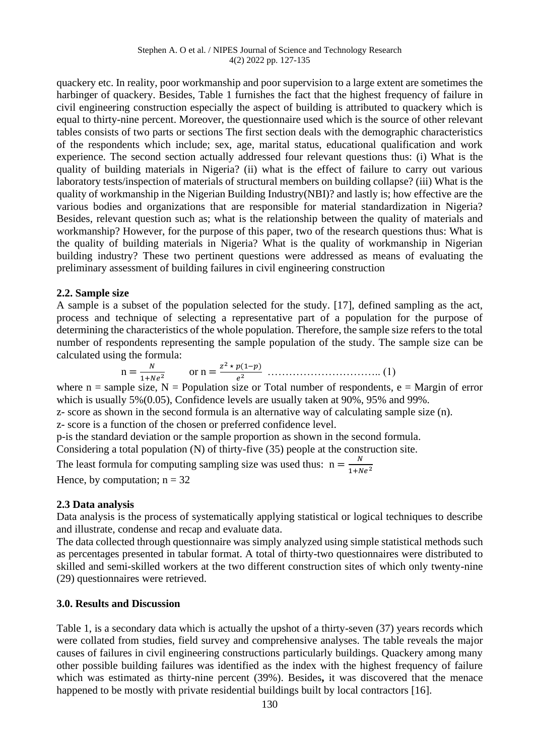quackery etc. In reality, poor workmanship and poor supervision to a large extent are sometimes the harbinger of quackery. Besides, Table 1 furnishes the fact that the highest frequency of failure in civil engineering construction especially the aspect of building is attributed to quackery which is equal to thirty-nine percent. Moreover, the questionnaire used which is the source of other relevant tables consists of two parts or sections The first section deals with the demographic characteristics of the respondents which include; sex, age, marital status, educational qualification and work experience. The second section actually addressed four relevant questions thus: (i) What is the quality of building materials in Nigeria? (ii) what is the effect of failure to carry out various laboratory tests/inspection of materials of structural members on building collapse? (iii) What is the quality of workmanship in the Nigerian Building Industry(NBI)? and lastly is; how effective are the various bodies and organizations that are responsible for material standardization in Nigeria? Besides, relevant question such as; what is the relationship between the quality of materials and workmanship? However, for the purpose of this paper, two of the research questions thus: What is the quality of building materials in Nigeria? What is the quality of workmanship in Nigerian building industry? These two pertinent questions were addressed as means of evaluating the preliminary assessment of building failures in civil engineering construction

### 2.2. Sample size

A sample is a subset of the population selected for the study. [17], defined sampling as the act, process and technique of selecting a representative part of a population for the purpose of determining the characteristics of the whole population. Therefore, the sample size refers to the total number of respondents representing the sample population of the study. The sample size can be calculated using the formula:

$$n = \frac{N}{1+Ne^2} \qquad \text{or } n = \frac{z^2 * p(1-p)}{e^2} \quad \ldots\ldots\ldots\ldots\ldots\ldots\ldots\ldots\ldots\ldots \text{(1)}$$

where n = sample size, N = Population size or Total number of respondents, e = Margin of error which is usually 5%(0.05), Confidence levels are usually taken at 90%, 95% and 99%.

z- score as shown in the second formula is an alternative way of calculating sample size (n).

z- score is a function of the chosen or preferred confidence level.

p-is the standard deviation or the sample proportion as shown in the second formula.

Considering a total population (N) of thirty-five (35) people at the construction site.

The least formula for computing sampling size was used thus: $n = \frac{N}{1+Ne^2}$

Hence, by computation; n = 32

### 2.3 Data analysis

Data analysis is the process of systematically applying statistical or logical techniques to describe and illustrate, condense and recap and evaluate data.

The data collected through questionnaire was simply analyzed using simple statistical methods such as percentages presented in tabular format. A total of thirty-two questionnaires were distributed to skilled and semi-skilled workers at the two different construction sites of which only twenty-nine (29) questionnaires were retrieved.

## 3.0. Results and Discussion

Table 1, is a secondary data which is actually the upshot of a thirty-seven (37) years records which were collated from studies, field survey and comprehensive analyses. The table reveals the major causes of failures in civil engineering constructions particularly buildings. Quackery among many other possible building failures was identified as the index with the highest frequency of failure which was estimated as thirty-nine percent (39%). Besides**,** it was discovered that the menace happened to be mostly with private residential buildings built by local contractors [16].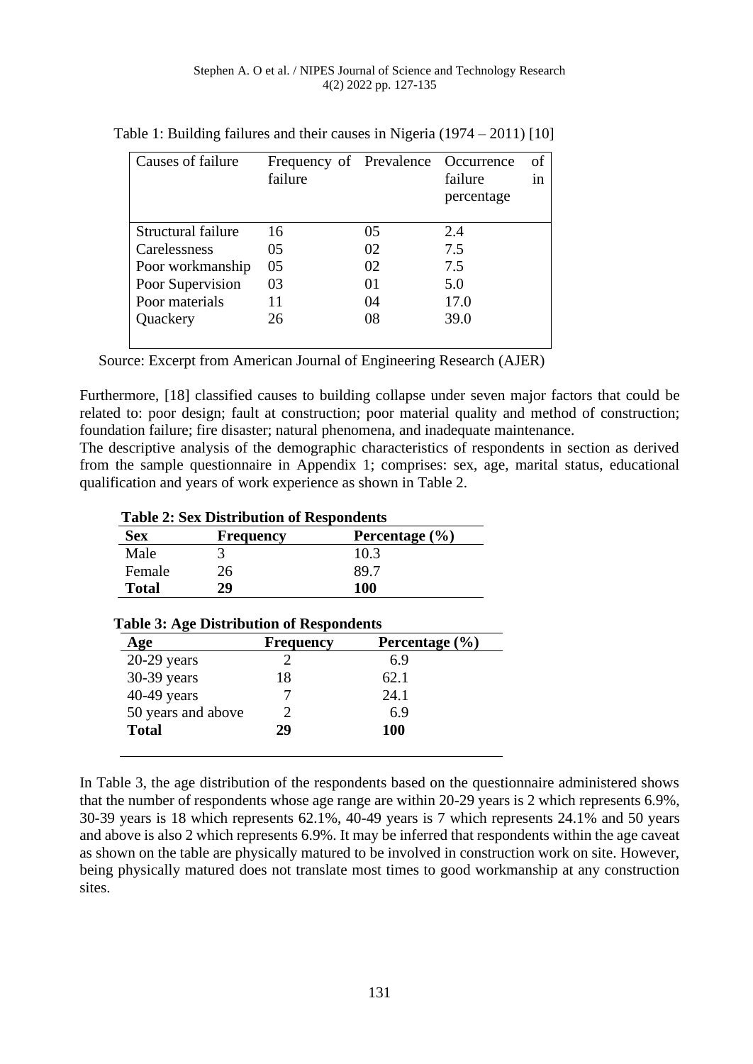Table 1: Building failures and their causes in Nigeria (1974 – 2011) [10]

| Causes of failure | Frequency of failure | Prevalence | Occurrence of failure in percentage |
|---|---|---|---|
| Structural failure | 16 | 05 | 2.4 |
| Carelessness | 05 | 02 | 7.5 |
| Poor workmanship | 05 | 02 | 7.5 |
| Poor Supervision | 03 | 01 | 5.0 |
| Poor materials | 11 | 04 | 17.0 |
| Quackery | 26 | 08 | 39.0 |

Source: Excerpt from American Journal of Engineering Research (AJER)

Furthermore, [18] classified causes to building collapse under seven major factors that could be related to: poor design; fault at construction; poor material quality and method of construction; foundation failure; fire disaster; natural phenomena, and inadequate maintenance.

The descriptive analysis of the demographic characteristics of respondents in section as derived from the sample questionnaire in Appendix 1; comprises: sex, age, marital status, educational qualification and years of work experience as shown in Table 2.

**Table 2: Sex Distribution of Respondents**

| Sex | Frequency | Percentage (%) |
|---|---|---|
| Male | 3 | 10.3 |
| Female | 26 | 89.7 |
| **Total** | **29** | **100** |

**Table 3: Age Distribution of Respondents**

| Age | Frequency | Percentage (%) |
|---|---|---|
| 20-29 years | 2 | 6.9 |
| 30-39 years | 18 | 62.1 |
| 40-49 years | 7 | 24.1 |
| 50 years and above | 2 | 6.9 |
| **Total** | **29** | **100** |

In Table 3, the age distribution of the respondents based on the questionnaire administered shows that the number of respondents whose age range are within 20-29 years is 2 which represents 6.9%, 30-39 years is 18 which represents 62.1%, 40-49 years is 7 which represents 24.1% and 50 years and above is also 2 which represents 6.9%. It may be inferred that respondents within the age caveat as shown on the table are physically matured to be involved in construction work on site. However, being physically matured does not translate most times to good workmanship at any construction sites.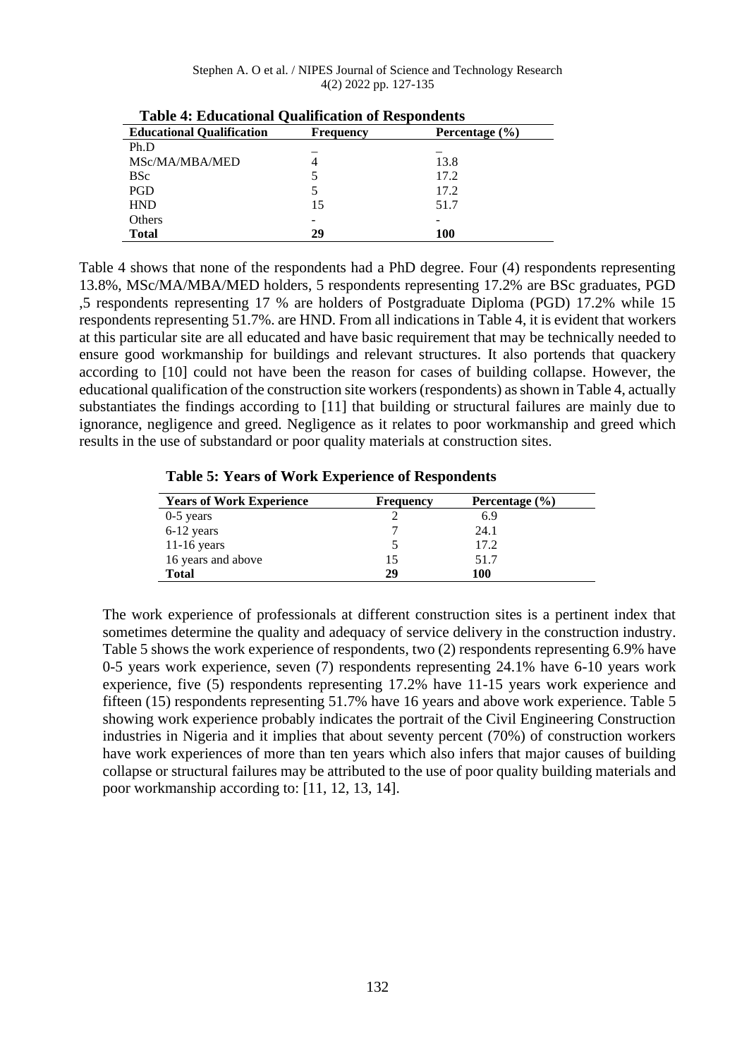**Table 4: Educational Qualification of Respondents**

| Educational Qualification | Frequency | Percentage (%) |
|---|---|---|
| Ph.D | _ | _ |
| MSc/MA/MBA/MED | 4 | 13.8 |
| BSc | 5 | 17.2 |
| PGD | 5 | 17.2 |
| HND | 15 | 51.7 |
| Others | - | - |
| **Total** | **29** | **100** |

Table 4 shows that none of the respondents had a PhD degree. Four (4) respondents representing 13.8%, MSc/MA/MBA/MED holders, 5 respondents representing 17.2% are BSc graduates, PGD ,5 respondents representing 17 % are holders of Postgraduate Diploma (PGD) 17.2% while 15 respondents representing 51.7%. are HND. From all indications in Table 4, it is evident that workers at this particular site are all educated and have basic requirement that may be technically needed to ensure good workmanship for buildings and relevant structures. It also portends that quackery according to [10] could not have been the reason for cases of building collapse. However, the educational qualification of the construction site workers (respondents) as shown in Table 4, actually substantiates the findings according to [11] that building or structural failures are mainly due to ignorance, negligence and greed. Negligence as it relates to poor workmanship and greed which results in the use of substandard or poor quality materials at construction sites.

**Table 5: Years of Work Experience of Respondents**

| Years of Work Experience | Frequency | Percentage (%) |
|---|---|---|
| 0-5 years | 2 | 6.9 |
| 6-12 years | 7 | 24.1 |
| 11-16 years | 5 | 17.2 |
| 16 years and above | 15 | 51.7 |
| **Total** | **29** | **100** |

The work experience of professionals at different construction sites is a pertinent index that sometimes determine the quality and adequacy of service delivery in the construction industry. Table 5 shows the work experience of respondents, two (2) respondents representing 6.9% have 0-5 years work experience, seven (7) respondents representing 24.1% have 6-10 years work experience, five (5) respondents representing 17.2% have 11-15 years work experience and fifteen (15) respondents representing 51.7% have 16 years and above work experience. Table 5 showing work experience probably indicates the portrait of the Civil Engineering Construction industries in Nigeria and it implies that about seventy percent (70%) of construction workers have work experiences of more than ten years which also infers that major causes of building collapse or structural failures may be attributed to the use of poor quality building materials and poor workmanship according to: [11, 12, 13, 14].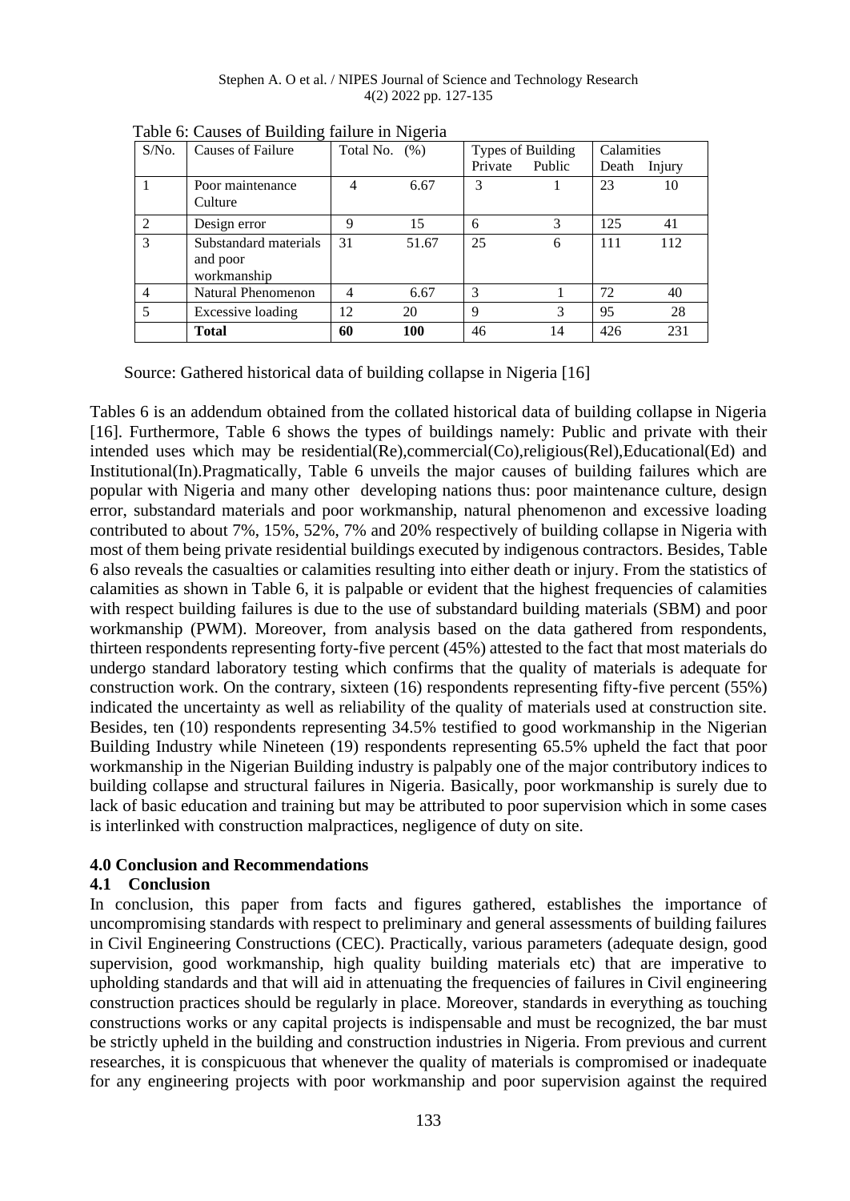Table 6: Causes of Building failure in Nigeria

| S/No. | Causes of Failure | Total No. | (%) | Types of Building | | Calamities | |
|---|---|---|---|---|---|---|---|
| | | | | Private | Public | Death | Injury |
| 1 | Poor maintenance Culture | 4 | 6.67 | 3 | 1 | 23 | 10 |
| 2 | Design error | 9 | 15 | 6 | 3 | 125 | 41 |
| 3 | Substandard materials and poor workmanship | 31 | 51.67 | 25 | 6 | 111 | 112 |
| 4 | Natural Phenomenon | 4 | 6.67 | 3 | 1 | 72 | 40 |
| 5 | Excessive loading | 12 | 20 | 9 | 3 | 95 | 28 |
| | **Total** | **60** | **100** | 46 | 14 | 426 | 231 |

Source: Gathered historical data of building collapse in Nigeria [16]

Tables 6 is an addendum obtained from the collated historical data of building collapse in Nigeria [16]. Furthermore, Table 6 shows the types of buildings namely: Public and private with their intended uses which may be residential(Re),commercial(Co),religious(Rel),Educational(Ed) and Institutional(In).Pragmatically, Table 6 unveils the major causes of building failures which are popular with Nigeria and many other developing nations thus: poor maintenance culture, design error, substandard materials and poor workmanship, natural phenomenon and excessive loading contributed to about 7%, 15%, 52%, 7% and 20% respectively of building collapse in Nigeria with most of them being private residential buildings executed by indigenous contractors. Besides, Table 6 also reveals the casualties or calamities resulting into either death or injury. From the statistics of calamities as shown in Table 6, it is palpable or evident that the highest frequencies of calamities with respect building failures is due to the use of substandard building materials (SBM) and poor workmanship (PWM). Moreover, from analysis based on the data gathered from respondents, thirteen respondents representing forty-five percent (45%) attested to the fact that most materials do undergo standard laboratory testing which confirms that the quality of materials is adequate for construction work. On the contrary, sixteen (16) respondents representing fifty-five percent (55%) indicated the uncertainty as well as reliability of the quality of materials used at construction site. Besides, ten (10) respondents representing 34.5% testified to good workmanship in the Nigerian Building Industry while Nineteen (19) respondents representing 65.5% upheld the fact that poor workmanship in the Nigerian Building industry is palpably one of the major contributory indices to building collapse and structural failures in Nigeria. Basically, poor workmanship is surely due to lack of basic education and training but may be attributed to poor supervision which in some cases is interlinked with construction malpractices, negligence of duty on site.

## 4.0 Conclusion and Recommendations

### 4.1 Conclusion

In conclusion, this paper from facts and figures gathered, establishes the importance of uncompromising standards with respect to preliminary and general assessments of building failures in Civil Engineering Constructions (CEC). Practically, various parameters (adequate design, good supervision, good workmanship, high quality building materials etc) that are imperative to upholding standards and that will aid in attenuating the frequencies of failures in Civil engineering construction practices should be regularly in place. Moreover, standards in everything as touching constructions works or any capital projects is indispensable and must be recognized, the bar must be strictly upheld in the building and construction industries in Nigeria. From previous and current researches, it is conspicuous that whenever the quality of materials is compromised or inadequate for any engineering projects with poor workmanship and poor supervision against the required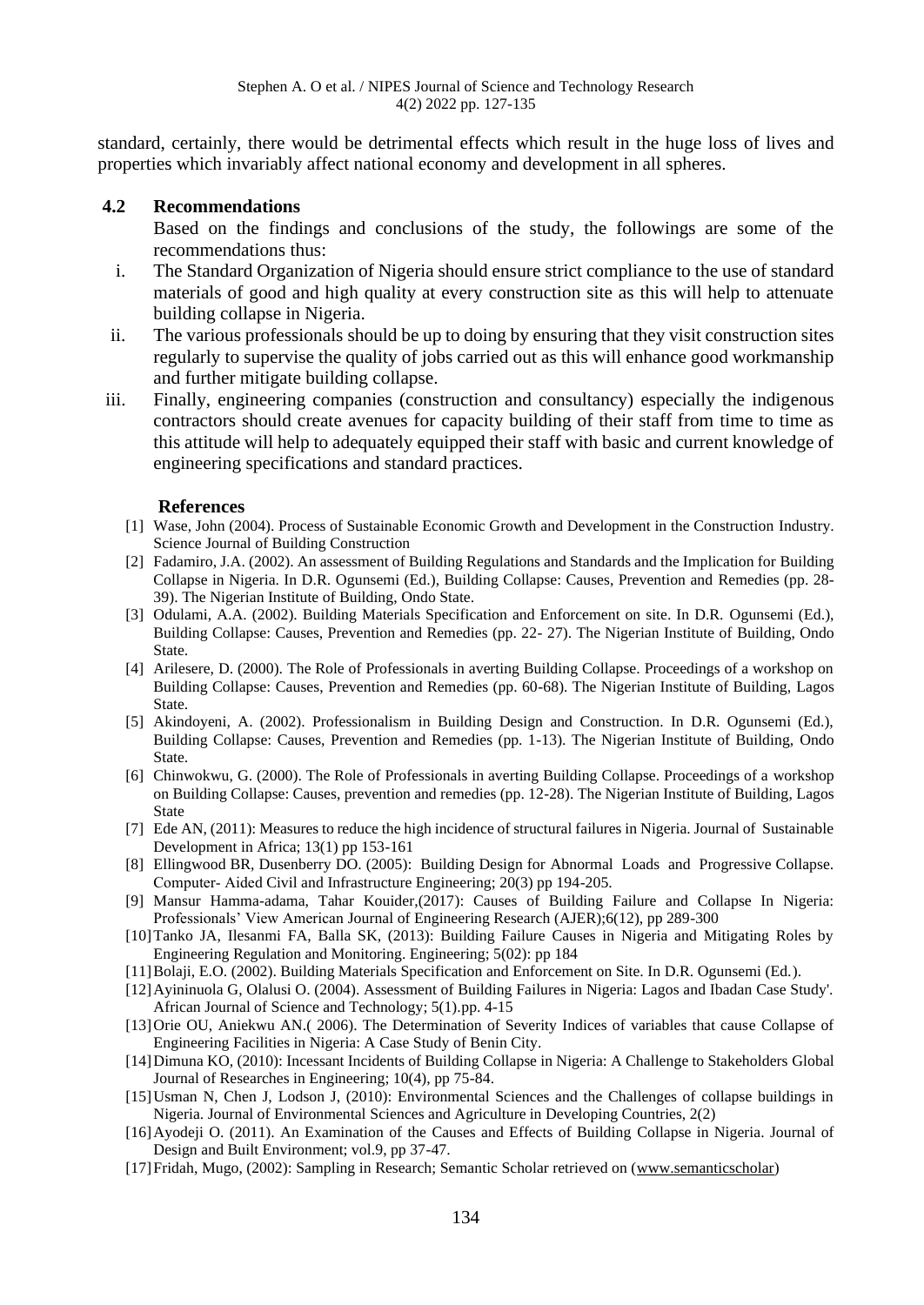standard, certainly, there would be detrimental effects which result in the huge loss of lives and properties which invariably affect national economy and development in all spheres.

### 4.2 Recommendations

Based on the findings and conclusions of the study, the followings are some of the recommendations thus:

i. The Standard Organization of Nigeria should ensure strict compliance to the use of standard materials of good and high quality at every construction site as this will help to attenuate building collapse in Nigeria.
ii. The various professionals should be up to doing by ensuring that they visit construction sites regularly to supervise the quality of jobs carried out as this will enhance good workmanship and further mitigate building collapse.
iii. Finally, engineering companies (construction and consultancy) especially the indigenous contractors should create avenues for capacity building of their staff from time to time as this attitude will help to adequately equipped their staff with basic and current knowledge of engineering specifications and standard practices.

## References

[1] Wase, John (2004). Process of Sustainable Economic Growth and Development in the Construction Industry. Science Journal of Building Construction

[2] Fadamiro, J.A. (2002). An assessment of Building Regulations and Standards and the Implication for Building Collapse in Nigeria. In D.R. Ogunsemi (Ed.), Building Collapse: Causes, Prevention and Remedies (pp. 28-39). The Nigerian Institute of Building, Ondo State.

[3] Odulami, A.A. (2002). Building Materials Specification and Enforcement on site. In D.R. Ogunsemi (Ed.), Building Collapse: Causes, Prevention and Remedies (pp. 22- 27). The Nigerian Institute of Building, Ondo State.

[4] Arilesere, D. (2000). The Role of Professionals in averting Building Collapse. Proceedings of a workshop on Building Collapse: Causes, Prevention and Remedies (pp. 60-68). The Nigerian Institute of Building, Lagos State.

[5] Akindoyeni, A. (2002). Professionalism in Building Design and Construction. In D.R. Ogunsemi (Ed.), Building Collapse: Causes, Prevention and Remedies (pp. 1-13). The Nigerian Institute of Building, Ondo State.

[6] Chinwokwu, G. (2000). The Role of Professionals in averting Building Collapse. Proceedings of a workshop on Building Collapse: Causes, prevention and remedies (pp. 12-28). The Nigerian Institute of Building, Lagos State

[7] Ede AN, (2011): Measures to reduce the high incidence of structural failures in Nigeria. Journal of Sustainable Development in Africa; 13(1) pp 153-161

[8] Ellingwood BR, Dusenberry DO. (2005): Building Design for Abnormal Loads and Progressive Collapse. Computer- Aided Civil and Infrastructure Engineering; 20(3) pp 194-205.

[9] Mansur Hamma-adama, Tahar Kouider,(2017): Causes of Building Failure and Collapse In Nigeria: Professionals' View American Journal of Engineering Research (AJER);6(12), pp 289-300

[10] Tanko JA, Ilesanmi FA, Balla SK, (2013): Building Failure Causes in Nigeria and Mitigating Roles by Engineering Regulation and Monitoring. Engineering; 5(02): pp 184

[11] Bolaji, E.O. (2002). Building Materials Specification and Enforcement on Site. In D.R. Ogunsemi (Ed.).

[12] Ayininuola G, Olalusi O. (2004). Assessment of Building Failures in Nigeria: Lagos and Ibadan Case Study'. African Journal of Science and Technology; 5(1).pp. 4-15

[13] Orie OU, Aniekwu AN.( 2006). The Determination of Severity Indices of variables that cause Collapse of Engineering Facilities in Nigeria: A Case Study of Benin City.

[14] Dimuna KO, (2010): Incessant Incidents of Building Collapse in Nigeria: A Challenge to Stakeholders Global Journal of Researches in Engineering; 10(4), pp 75-84.

[15] Usman N, Chen J, Lodson J, (2010): Environmental Sciences and the Challenges of collapse buildings in Nigeria. Journal of Environmental Sciences and Agriculture in Developing Countries, 2(2)

[16] Ayodeji O. (2011). An Examination of the Causes and Effects of Building Collapse in Nigeria. Journal of Design and Built Environment; vol.9, pp 37-47.

[17] Fridah, Mugo, (2002): Sampling in Research; Semantic Scholar retrieved on (www.semanticscholar)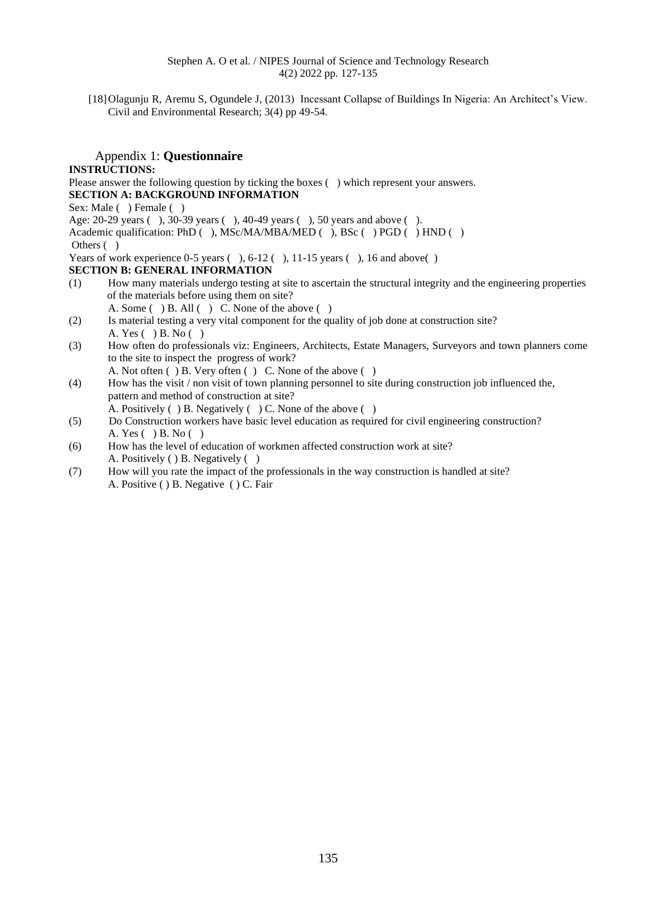[18] Olagunju R, Aremu S, Ogundele J, (2013) Incessant Collapse of Buildings In Nigeria: An Architect's View. Civil and Environmental Research; 3(4) pp 49-54.

## Appendix 1: **Questionnaire**

**INSTRUCTIONS:**

Please answer the following question by ticking the boxes ( ) which represent your answers.

**SECTION A: BACKGROUND INFORMATION**

Sex: Male ( ) Female ( )

Age: 20-29 years ( ), 30-39 years ( ), 40-49 years ( ), 50 years and above ( ).

Academic qualification: PhD ( ), MSc/MA/MBA/MED ( ), BSc ( ) PGD ( ) HND ( )
Others ( )

Years of work experience 0-5 years ( ), 6-12 ( ), 11-15 years ( ), 16 and above( )

**SECTION B: GENERAL INFORMATION**

(1) How many materials undergo testing at site to ascertain the structural integrity and the engineering properties of the materials before using them on site?
A. Some ( ) B. All ( ) C. None of the above ( )

(2) Is material testing a very vital component for the quality of job done at construction site?
A. Yes ( ) B. No ( )

(3) How often do professionals viz: Engineers, Architects, Estate Managers, Surveyors and town planners come to the site to inspect the progress of work?
A. Not often ( ) B. Very often ( ) C. None of the above ( )

(4) How has the visit / non visit of town planning personnel to site during construction job influenced the, pattern and method of construction at site?
A. Positively ( ) B. Negatively ( ) C. None of the above ( )

(5) Do Construction workers have basic level education as required for civil engineering construction?
A. Yes ( ) B. No ( )

(6) How has the level of education of workmen affected construction work at site?
A. Positively ( ) B. Negatively ( )

(7) How will you rate the impact of the professionals in the way construction is handled at site?
A. Positive ( ) B. Negative ( ) C. Fair